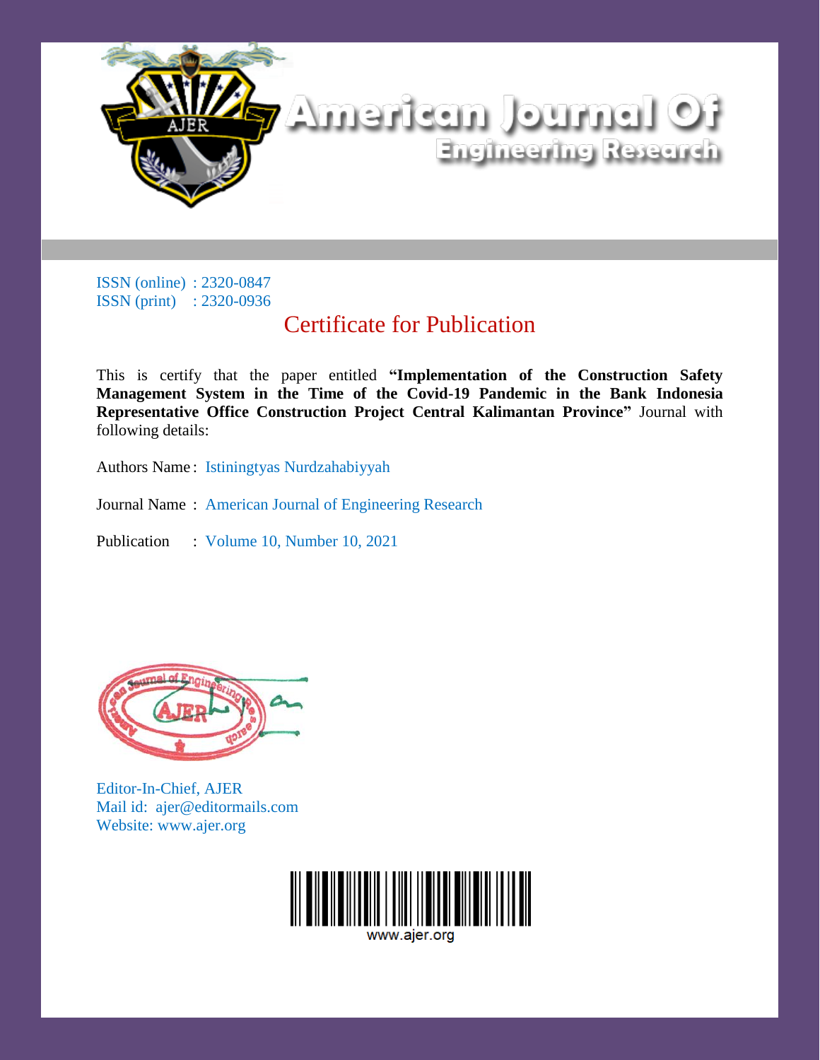# American Journal Of Engineering Research

ISSN (online) : 2320-0847
ISSN (print) : 2320-0936

## Certificate for Publication

This is certify that the paper entitled **"Implementation of the Construction Safety Management System in the Time of the Covid-19 Pandemic in the Bank Indonesia Representative Office Construction Project Central Kalimantan Province"** Journal with following details:

Authors Name : Istiningtyas Nurdzahabiyyah

Journal Name : American Journal of Engineering Research

Publication : Volume 10, Number 10, 2021

Editor-In-Chief, AJER
Mail id: ajer@editormails.com
Website: www.ajer.org

www.ajer.org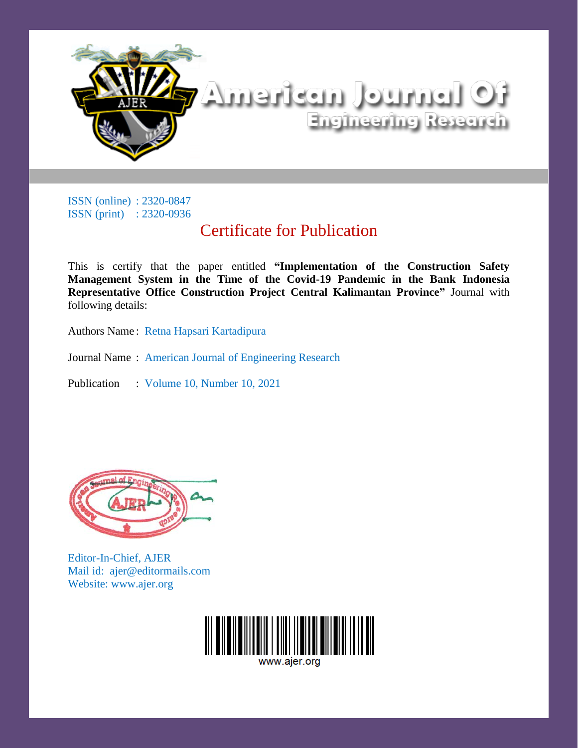# American Journal Of Engineering Research

ISSN (online) : 2320-0847
ISSN (print) : 2320-0936

## Certificate for Publication

This is certify that the paper entitled **"Implementation of the Construction Safety Management System in the Time of the Covid-19 Pandemic in the Bank Indonesia Representative Office Construction Project Central Kalimantan Province"** Journal with following details:

Authors Name : Retna Hapsari Kartadipura

Journal Name : American Journal of Engineering Research

Publication : Volume 10, Number 10, 2021

Editor-In-Chief, AJER
Mail id: ajer@editormails.com
Website: www.ajer.org

www.ajer.org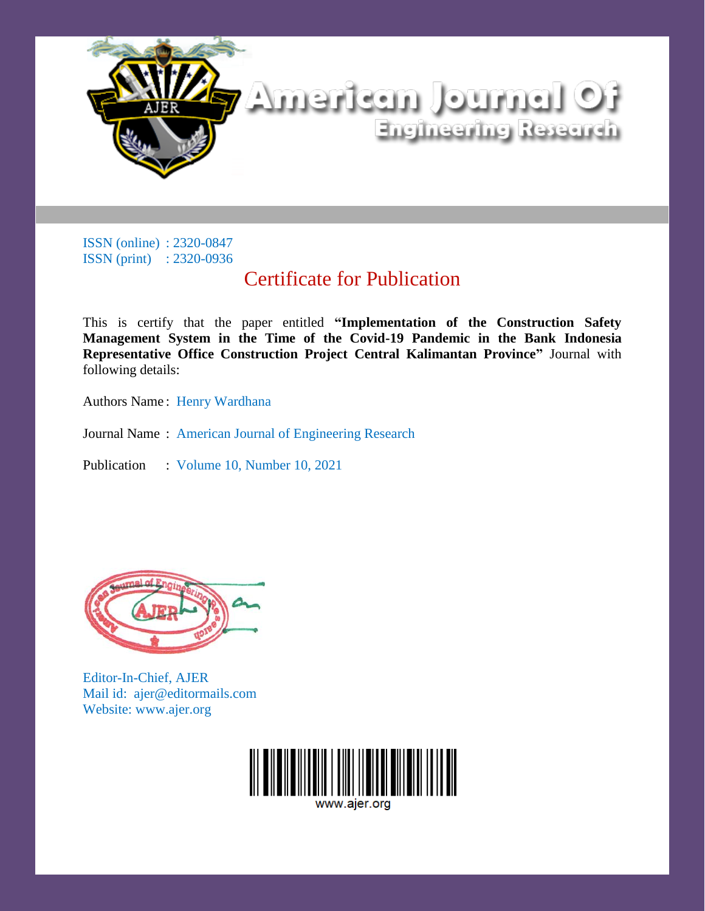# American Journal Of Engineering Research

ISSN (online) : 2320-0847
ISSN (print) : 2320-0936

## Certificate for Publication

This is certify that the paper entitled **"Implementation of the Construction Safety Management System in the Time of the Covid-19 Pandemic in the Bank Indonesia Representative Office Construction Project Central Kalimantan Province"** Journal with following details:

Authors Name : Henry Wardhana

Journal Name : American Journal of Engineering Research

Publication : Volume 10, Number 10, 2021

Editor-In-Chief, AJER
Mail id: ajer@editormails.com
Website: www.ajer.org

www.ajer.org